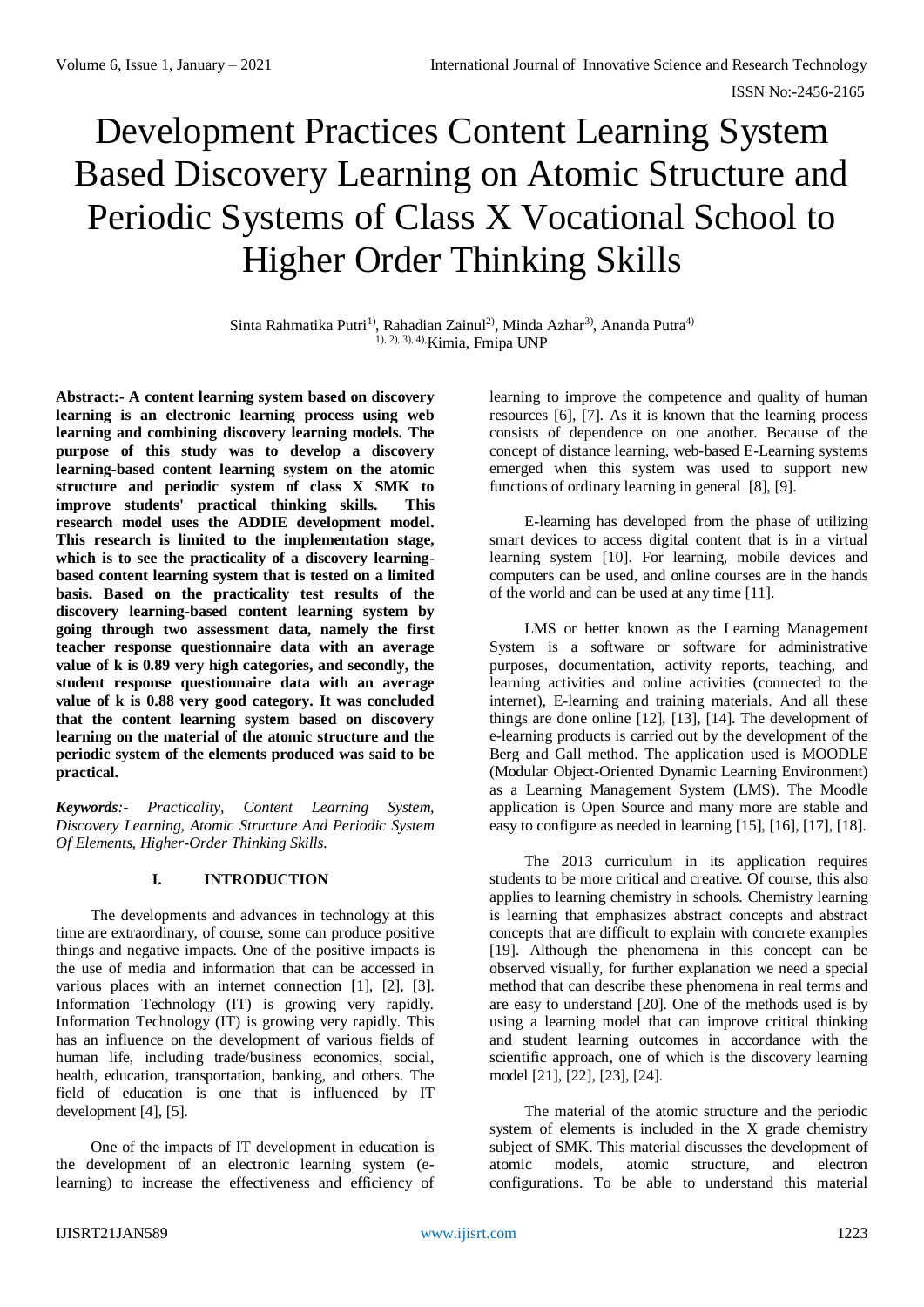# Development Practices Content Learning System Based Discovery Learning on Atomic Structure and Periodic Systems of Class X Vocational School to Higher Order Thinking Skills

Sinta Rahmatika Putri[1], Rahadian Zainul[2], Minda Azhar[3], Ananda Putra[4]
[1), 2), 3), 4)]Kimia, Fmipa UNP

**Abstract:- A content learning system based on discovery learning is an electronic learning process using web learning and combining discovery learning models. The purpose of this study was to develop a discovery learning-based content learning system on the atomic structure and periodic system of class X SMK to improve students' practical thinking skills. This research model uses the ADDIE development model. This research is limited to the implementation stage, which is to see the practicality of a discovery learning-based content learning system that is tested on a limited basis. Based on the practicality test results of the discovery learning-based content learning system by going through two assessment data, namely the first teacher response questionnaire data with an average value of k is 0.89 very high categories, and secondly, the student response questionnaire data with an average value of k is 0.88 very good category. It was concluded that the content learning system based on discovery learning on the material of the atomic structure and the periodic system of the elements produced was said to be practical.**

***Keywords**:- Practicality, Content Learning System, Discovery Learning, Atomic Structure And Periodic System Of Elements, Higher-Order Thinking Skills.*

## I. INTRODUCTION

The developments and advances in technology at this time are extraordinary, of course, some can produce positive things and negative impacts. One of the positive impacts is the use of media and information that can be accessed in various places with an internet connection [1], [2], [3]. Information Technology (IT) is growing very rapidly. Information Technology (IT) is growing very rapidly. This has an influence on the development of various fields of human life, including trade/business economics, social, health, education, transportation, banking, and others. The field of education is one that is influenced by IT development [4], [5].

One of the impacts of IT development in education is the development of an electronic learning system (e-learning) to increase the effectiveness and efficiency of learning to improve the competence and quality of human resources [6], [7]. As it is known that the learning process consists of dependence on one another. Because of the concept of distance learning, web-based E-Learning systems emerged when this system was used to support new functions of ordinary learning in general [8], [9].

E-learning has developed from the phase of utilizing smart devices to access digital content that is in a virtual learning system [10]. For learning, mobile devices and computers can be used, and online courses are in the hands of the world and can be used at any time [11].

LMS or better known as the Learning Management System is a software or software for administrative purposes, documentation, activity reports, teaching, and learning activities and online activities (connected to the internet), E-learning and training materials. And all these things are done online [12], [13], [14]. The development of e-learning products is carried out by the development of the Berg and Gall method. The application used is MOODLE (Modular Object-Oriented Dynamic Learning Environment) as a Learning Management System (LMS). The Moodle application is Open Source and many more are stable and easy to configure as needed in learning [15], [16], [17], [18].

The 2013 curriculum in its application requires students to be more critical and creative. Of course, this also applies to learning chemistry in schools. Chemistry learning is learning that emphasizes abstract concepts and abstract concepts that are difficult to explain with concrete examples [19]. Although the phenomena in this concept can be observed visually, for further explanation we need a special method that can describe these phenomena in real terms and are easy to understand [20]. One of the methods used is by using a learning model that can improve critical thinking and student learning outcomes in accordance with the scientific approach, one of which is the discovery learning model [21], [22], [23], [24].

The material of the atomic structure and the periodic system of elements is included in the X grade chemistry subject of SMK. This material discusses the development of atomic models, atomic structure, and electron configurations. To be able to understand this material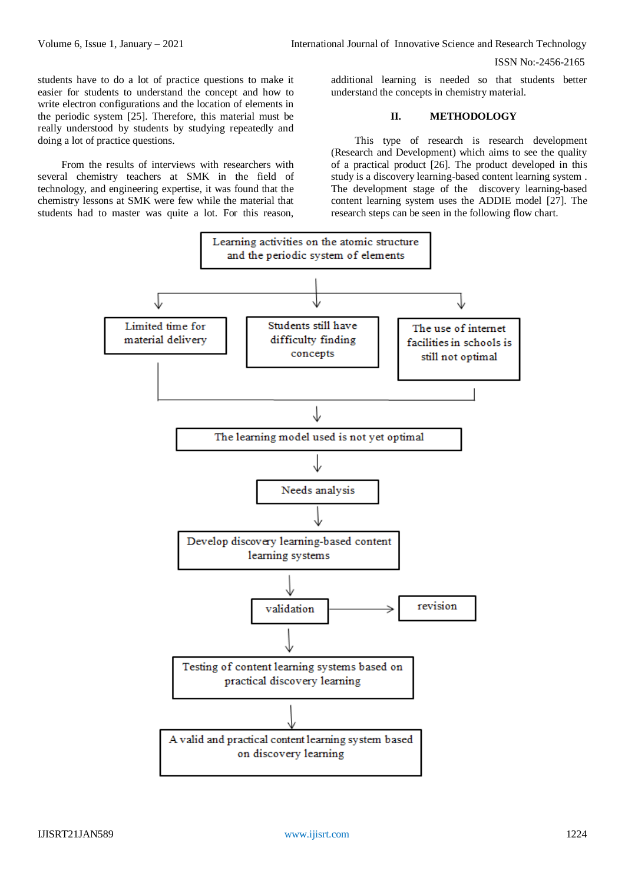students have to do a lot of practice questions to make it easier for students to understand the concept and how to write electron configurations and the location of elements in the periodic system [25]. Therefore, this material must be really understood by students by studying repeatedly and doing a lot of practice questions.

From the results of interviews with researchers with several chemistry teachers at SMK in the field of technology, and engineering expertise, it was found that the chemistry lessons at SMK were few while the material that students had to master was quite a lot. For this reason, additional learning is needed so that students better understand the concepts in chemistry material.

## II. METHODOLOGY

This type of research is research development (Research and Development) which aims to see the quality of a practical product [26]. The product developed in this study is a discovery learning-based content learning system . The development stage of the discovery learning-based content learning system uses the ADDIE model [27]. The research steps can be seen in the following flow chart.

Learning activities on the atomic structure and the periodic system of elements

↓

- Limited time for material delivery
- Students still have difficulty finding concepts
- The use of internet facilities in schools is still not optimal

↓

The learning model used is not yet optimal

↓

Needs analysis

↓

Develop discovery learning-based content learning systems

↓

validation → revision

↓

Testing of content learning systems based on practical discovery learning

↓

A valid and practical content learning system based on discovery learning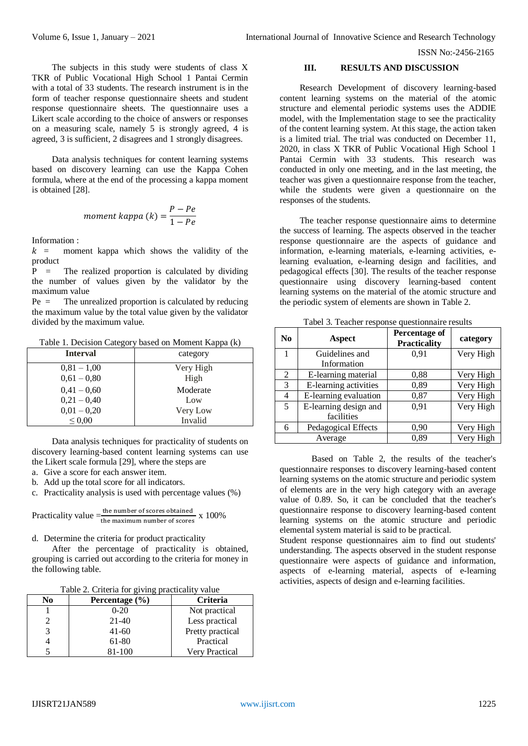The subjects in this study were students of class X TKR of Public Vocational High School 1 Pantai Cermin with a total of 33 students. The research instrument is in the form of teacher response questionnaire sheets and student response questionnaire sheets. The questionnaire uses a Likert scale according to the choice of answers or responses on a measuring scale, namely 5 is strongly agreed, 4 is agreed, 3 is sufficient, 2 disagrees and 1 strongly disagrees.

Data analysis techniques for content learning systems based on discovery learning can use the Kappa Cohen formula, where at the end of the processing a kappa moment is obtained [28].

$$moment\ kappa\ (k) = \frac{P - Pe}{1 - Pe}$$

Information :

$k$ = moment kappa which shows the validity of the product

P = The realized proportion is calculated by dividing the number of values given by the validator by the maximum value

Pe = The unrealized proportion is calculated by reducing the maximum value by the total value given by the validator divided by the maximum value.

Table 1. Decision Category based on Moment Kappa (k)

| Interval | category |
|---|---|
| 0,81 – 1,00 | Very High |
| 0,61 – 0,80 | High |
| 0,41 – 0,60 | Moderate |
| 0,21 – 0,40 | Low |
| 0,01 – 0,20 | Very Low |
| ≤ 0,00 | Invalid |

Data analysis techniques for practicality of students on discovery learning-based content learning systems can use the Likert scale formula [29], where the steps are

a. Give a score for each answer item.
b. Add up the total score for all indicators.
c. Practicality analysis is used with percentage values (%)

$$\text{Practicality value} = \frac{\text{the number of scores obtained}}{\text{the maximum number of scores}} \times 100\%$$

d. Determine the criteria for product practicality

After the percentage of practicality is obtained, grouping is carried out according to the criteria for money in the following table.

Table 2. Criteria for giving practicality value

| No | Percentage (%) | Criteria |
|---|---|---|
| 1 | 0-20 | Not practical |
| 2 | 21-40 | Less practical |
| 3 | 41-60 | Pretty practical |
| 4 | 61-80 | Practical |
| 5 | 81-100 | Very Practical |

## III. RESULTS AND DISCUSSION

Research Development of discovery learning-based content learning systems on the material of the atomic structure and elemental periodic systems uses the ADDIE model, with the Implementation stage to see the practicality of the content learning system. At this stage, the action taken is a limited trial. The trial was conducted on December 11, 2020, in class X TKR of Public Vocational High School 1 Pantai Cermin with 33 students. This research was conducted in only one meeting, and in the last meeting, the teacher was given a questionnaire response from the teacher, while the students were given a questionnaire on the responses of the students.

The teacher response questionnaire aims to determine the success of learning. The aspects observed in the teacher response questionnaire are the aspects of guidance and information, e-learning materials, e-learning activities, e-learning evaluation, e-learning design and facilities, and pedagogical effects [30]. The results of the teacher response questionnaire using discovery learning-based content learning systems on the material of the atomic structure and the periodic system of elements are shown in Table 2.

Tabel 3. Teacher response questionnaire results

| No | Aspect | Percentage of Practicality | category |
|---|---|---|---|
| 1 | Guidelines and Information | 0,91 | Very High |
| 2 | E-learning material | 0,88 | Very High |
| 3 | E-learning activities | 0,89 | Very High |
| 4 | E-learning evaluation | 0,87 | Very High |
| 5 | E-learning design and facilities | 0,91 | Very High |
| 6 | Pedagogical Effects | 0,90 | Very High |
| | Average | 0,89 | Very High |

Based on Table 2, the results of the teacher's questionnaire responses to discovery learning-based content learning systems on the atomic structure and periodic system of elements are in the very high category with an average value of 0.89. So, it can be concluded that the teacher's questionnaire response to discovery learning-based content learning systems on the atomic structure and periodic elemental system material is said to be practical.

Student response questionnaires aim to find out students' understanding. The aspects observed in the student response questionnaire were aspects of guidance and information, aspects of e-learning material, aspects of e-learning activities, aspects of design and e-learning facilities.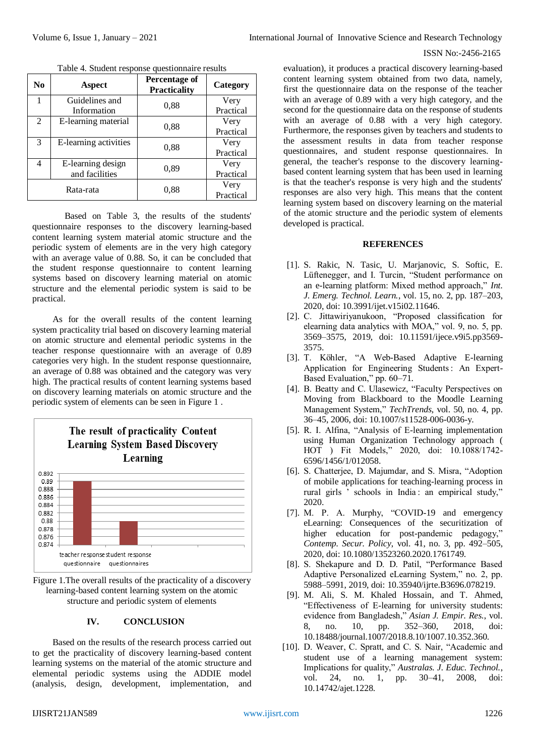Table 4. Student response questionnaire results

| No | Aspect | Percentage of Practicality | Category |
|---|---|---|---|
| 1 | Guidelines and Information | 0,88 | Very Practical |
| 2 | E-learning material | 0,88 | Very Practical |
| 3 | E-learning activities | 0,88 | Very Practical |
| 4 | E-learning design and facilities | 0,89 | Very Practical |
| Rata-rata | | 0,88 | Very Practical |

Based on Table 3, the results of the students' questionnaire responses to the discovery learning-based content learning system material atomic structure and the periodic system of elements are in the very high category with an average value of 0.88. So, it can be concluded that the student response questionnaire to content learning systems based on discovery learning material on atomic structure and the elemental periodic system is said to be practical.

As for the overall results of the content learning system practicality trial based on discovery learning material on atomic structure and elemental periodic systems in the teacher response questionnaire with an average of 0.89 categories very high. In the student response questionnaire, an average of 0.88 was obtained and the category was very high. The practical results of content learning systems based on discovery learning materials on atomic structure and the periodic system of elements can be seen in Figure 1 .

**The result of practicality Content Learning System Based Discovery Learning**

| | teacher response questionnaire | student response questionnaires |
|---|---|---|
| Value | 0.89 | 0.88 |

Figure 1.The overall results of the practicality of a discovery learning-based content learning system on the atomic structure and periodic system of elements

## IV. CONCLUSION

Based on the results of the research process carried out to get the practicality of discovery learning-based content learning systems on the material of the atomic structure and elemental periodic systems using the ADDIE model (analysis, design, development, implementation, and evaluation), it produces a practical discovery learning-based content learning system obtained from two data, namely, first the questionnaire data on the response of the teacher with an average of 0.89 with a very high category, and the second for the questionnaire data on the response of students with an average of 0.88 with a very high category. Furthermore, the responses given by teachers and students to the assessment results in data from teacher response questionnaires, and student response questionnaires. In general, the teacher's response to the discovery learning-based content learning system that has been used in learning is that the teacher's response is very high and the students' responses are also very high. This means that the content learning system based on discovery learning on the material of the atomic structure and the periodic system of elements developed is practical.

## REFERENCES

[1]. S. Rakic, N. Tasic, U. Marjanovic, S. Softic, E. Lüftenegger, and I. Turcin, "Student performance on an e-learning platform: Mixed method approach," *Int. J. Emerg. Technol. Learn.*, vol. 15, no. 2, pp. 187–203, 2020, doi: 10.3991/ijet.v15i02.11646.

[2]. C. Jittawiriyanukoon, "Proposed classification for elearning data analytics with MOA," vol. 9, no. 5, pp. 3569–3575, 2019, doi: 10.11591/ijece.v9i5.pp3569-3575.

[3]. T. Köhler, "A Web-Based Adaptive E-learning Application for Engineering Students : An Expert-Based Evaluation," pp. 60–71.

[4]. B. Beatty and C. Ulasewicz, "Faculty Perspectives on Moving from Blackboard to the Moodle Learning Management System," *TechTrends*, vol. 50, no. 4, pp. 36–45, 2006, doi: 10.1007/s11528-006-0036-y.

[5]. R. I. Alfina, "Analysis of E-learning implementation using Human Organization Technology approach ( HOT ) Fit Models," 2020, doi: 10.1088/1742-6596/1456/1/012058.

[6]. S. Chatterjee, D. Majumdar, and S. Misra, "Adoption of mobile applications for teaching-learning process in rural girls ' schools in India : an empirical study," 2020.

[7]. M. P. A. Murphy, "COVID-19 and emergency eLearning: Consequences of the securitization of higher education for post-pandemic pedagogy," *Contemp. Secur. Policy*, vol. 41, no. 3, pp. 492–505, 2020, doi: 10.1080/13523260.2020.1761749.

[8]. S. Shekapure and D. D. Patil, "Performance Based Adaptive Personalized eLearning System," no. 2, pp. 5988–5991, 2019, doi: 10.35940/ijrte.B3696.078219.

[9]. M. Ali, S. M. Khaled Hossain, and T. Ahmed, "Effectiveness of E-learning for university students: evidence from Bangladesh," *Asian J. Empir. Res.*, vol. 8, no. 10, pp. 352–360, 2018, doi: 10.18488/journal.1007/2018.8.10/1007.10.352.360.

[10]. D. Weaver, C. Spratt, and C. S. Nair, "Academic and student use of a learning management system: Implications for quality," *Australas. J. Educ. Technol.*, vol. 24, no. 1, pp. 30–41, 2008, doi: 10.14742/ajet.1228.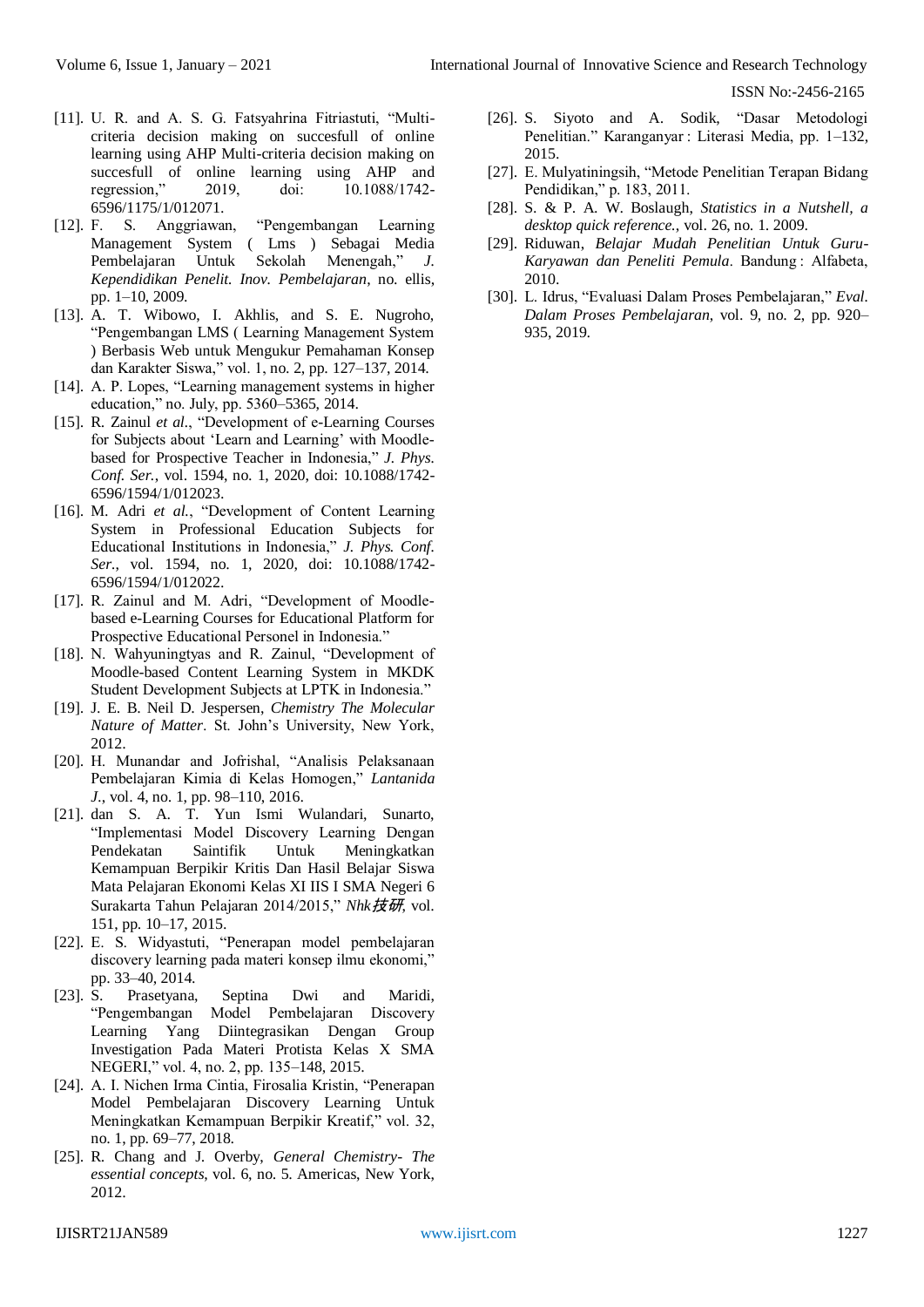[11]. U. R. and A. S. G. Fatsyahrina Fitriastuti, "Multi-criteria decision making on succesfull of online learning using AHP Multi-criteria decision making on succesfull of online learning using AHP and regression," 2019, doi: 10.1088/1742-6596/1175/1/012071.

[12]. F. S. Anggriawan, "Pengembangan Learning Management System ( Lms ) Sebagai Media Pembelajaran Untuk Sekolah Menengah," *J. Kependidikan Penelit. Inov. Pembelajaran*, no. ellis, pp. 1–10, 2009.

[13]. A. T. Wibowo, I. Akhlis, and S. E. Nugroho, "Pengembangan LMS ( Learning Management System ) Berbasis Web untuk Mengukur Pemahaman Konsep dan Karakter Siswa," vol. 1, no. 2, pp. 127–137, 2014.

[14]. A. P. Lopes, "Learning management systems in higher education," no. July, pp. 5360–5365, 2014.

[15]. R. Zainul *et al.*, "Development of e-Learning Courses for Subjects about 'Learn and Learning' with Moodle-based for Prospective Teacher in Indonesia," *J. Phys. Conf. Ser.*, vol. 1594, no. 1, 2020, doi: 10.1088/1742-6596/1594/1/012023.

[16]. M. Adri *et al.*, "Development of Content Learning System in Professional Education Subjects for Educational Institutions in Indonesia," *J. Phys. Conf. Ser.*, vol. 1594, no. 1, 2020, doi: 10.1088/1742-6596/1594/1/012022.

[17]. R. Zainul and M. Adri, "Development of Moodle-based e-Learning Courses for Educational Platform for Prospective Educational Personel in Indonesia."

[18]. N. Wahyuningtyas and R. Zainul, "Development of Moodle-based Content Learning System in MKDK Student Development Subjects at LPTK in Indonesia."

[19]. J. E. B. Neil D. Jespersen, *Chemistry The Molecular Nature of Matter*. St. John's University, New York, 2012.

[20]. H. Munandar and Jofrishal, "Analisis Pelaksanaan Pembelajaran Kimia di Kelas Homogen," *Lantanida J.*, vol. 4, no. 1, pp. 98–110, 2016.

[21]. dan S. A. T. Yun Ismi Wulandari, Sunarto, "Implementasi Model Discovery Learning Dengan Pendekatan Saintifik Untuk Meningkatkan Kemampuan Berpikir Kritis Dan Hasil Belajar Siswa Mata Pelajaran Ekonomi Kelas XI IIS I SMA Negeri 6 Surakarta Tahun Pelajaran 2014/2015," *Nhk技研*, vol. 151, pp. 10–17, 2015.

[22]. E. S. Widyastuti, "Penerapan model pembelajaran discovery learning pada materi konsep ilmu ekonomi," pp. 33–40, 2014.

[23]. S. Prasetyana, Septina Dwi and Maridi, "Pengembangan Model Pembelajaran Discovery Learning Yang Diintegrasikan Dengan Group Investigation Pada Materi Protista Kelas X SMA NEGERI," vol. 4, no. 2, pp. 135–148, 2015.

[24]. A. I. Nichen Irma Cintia, Firosalia Kristin, "Penerapan Model Pembelajaran Discovery Learning Untuk Meningkatkan Kemampuan Berpikir Kreatif," vol. 32, no. 1, pp. 69–77, 2018.

[25]. R. Chang and J. Overby, *General Chemistry- The essential concepts*, vol. 6, no. 5. Americas, New York, 2012.

[26]. S. Siyoto and A. Sodik, "Dasar Metodologi Penelitian." Karanganyar : Literasi Media, pp. 1–132, 2015.

[27]. E. Mulyatiningsih, "Metode Penelitian Terapan Bidang Pendidikan," p. 183, 2011.

[28]. S. & P. A. W. Boslaugh, *Statistics in a Nutshell, a desktop quick reference.*, vol. 26, no. 1. 2009.

[29]. Riduwan, *Belajar Mudah Penelitian Untuk Guru-Karyawan dan Peneliti Pemula*. Bandung : Alfabeta, 2010.

[30]. L. Idrus, "Evaluasi Dalam Proses Pembelajaran," *Eval. Dalam Proses Pembelajaran*, vol. 9, no. 2, pp. 920–935, 2019.